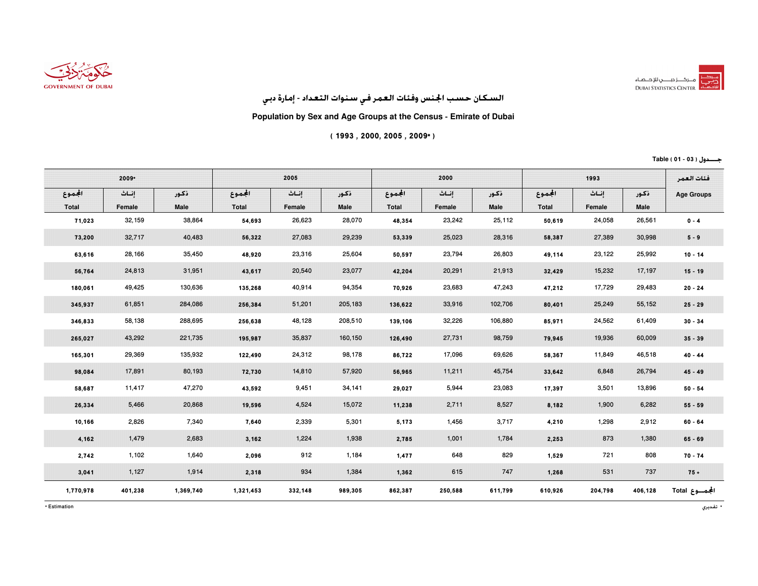حكومة دبي
GOVERNMENT OF DUBAI

مركز دبي للإحصاء
DUBAI STATISTICS CENTER

# السكان حسب الجنس وفئات العمر في سنوات التعداد - إمارة دبي

## Population by Sex and Age Groups at the Census - Emirate of Dubai

**( 1993 , 2000, 2005 , 2009* )**

Table ( 01 - 03 ) جدول

| 2009* | | | 2005 | | | 2000 | | | 1993 | | | فئات العمر |
|---|---|---|---|---|---|---|---|---|---|---|---|---|
| المجموع Total | إناث Female | ذكور Male | المجموع Total | إناث Female | ذكور Male | المجموع Total | إناث Female | ذكور Male | المجموع Total | إناث Female | ذكور Male | Age Groups |
| **71,023** | 32,159 | 38,864 | **54,693** | 26,623 | 28,070 | **48,354** | 23,242 | 25,112 | **50,619** | 24,058 | 26,561 | **0 - 4** |
| **73,200** | 32,717 | 40,483 | **56,322** | 27,083 | 29,239 | **53,339** | 25,023 | 28,316 | **58,387** | 27,389 | 30,998 | **5 - 9** |
| **63,616** | 28,166 | 35,450 | **48,920** | 23,316 | 25,604 | **50,597** | 23,794 | 26,803 | **49,114** | 23,122 | 25,992 | **10 - 14** |
| **56,764** | 24,813 | 31,951 | **43,617** | 20,540 | 23,077 | **42,204** | 20,291 | 21,913 | **32,429** | 15,232 | 17,197 | **15 - 19** |
| **180,061** | 49,425 | 130,636 | **135,268** | 40,914 | 94,354 | **70,926** | 23,683 | 47,243 | **47,212** | 17,729 | 29,483 | **20 - 24** |
| **345,937** | 61,851 | 284,086 | **256,384** | 51,201 | 205,183 | **136,622** | 33,916 | 102,706 | **80,401** | 25,249 | 55,152 | **25 - 29** |
| **346,833** | 58,138 | 288,695 | **256,638** | 48,128 | 208,510 | **139,106** | 32,226 | 106,880 | **85,971** | 24,562 | 61,409 | **30 - 34** |
| **265,027** | 43,292 | 221,735 | **195,987** | 35,837 | 160,150 | **126,490** | 27,731 | 98,759 | **79,945** | 19,936 | 60,009 | **35 - 39** |
| **165,301** | 29,369 | 135,932 | **122,490** | 24,312 | 98,178 | **86,722** | 17,096 | 69,626 | **58,367** | 11,849 | 46,518 | **40 - 44** |
| **98,084** | 17,891 | 80,193 | **72,730** | 14,810 | 57,920 | **56,965** | 11,211 | 45,754 | **33,642** | 6,848 | 26,794 | **45 - 49** |
| **58,687** | 11,417 | 47,270 | **43,592** | 9,451 | 34,141 | **29,027** | 5,944 | 23,083 | **17,397** | 3,501 | 13,896 | **50 - 54** |
| **26,334** | 5,466 | 20,868 | **19,596** | 4,524 | 15,072 | **11,238** | 2,711 | 8,527 | **8,182** | 1,900 | 6,282 | **55 - 59** |
| **10,166** | 2,826 | 7,340 | **7,640** | 2,339 | 5,301 | **5,173** | 1,456 | 3,717 | **4,210** | 1,298 | 2,912 | **60 - 64** |
| **4,162** | 1,479 | 2,683 | **3,162** | 1,224 | 1,938 | **2,785** | 1,001 | 1,784 | **2,253** | 873 | 1,380 | **65 - 69** |
| **2,742** | 1,102 | 1,640 | **2,096** | 912 | 1,184 | **1,477** | 648 | 829 | **1,529** | 721 | 808 | **70 - 74** |
| **3,041** | 1,127 | 1,914 | **2,318** | 934 | 1,384 | **1,362** | 615 | 747 | **1,268** | 531 | 737 | **75 +** |
| **1,770,978** | **401,238** | **1,369,740** | **1,321,453** | **332,148** | **989,305** | **862,387** | **250,588** | **611,799** | **610,926** | **204,798** | **406,128** | **Total المجموع** |

* Estimation

* تقديري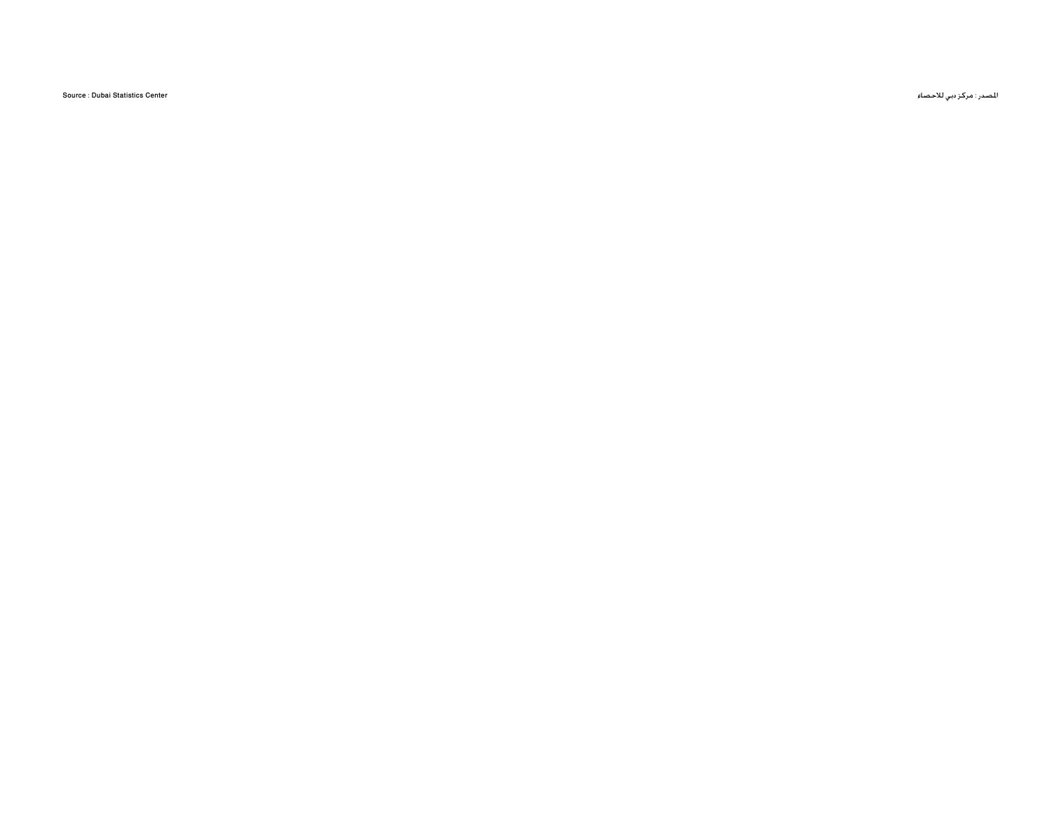Source : Dubai Statistics Center

المصدر : مركز دبي للاحصاء